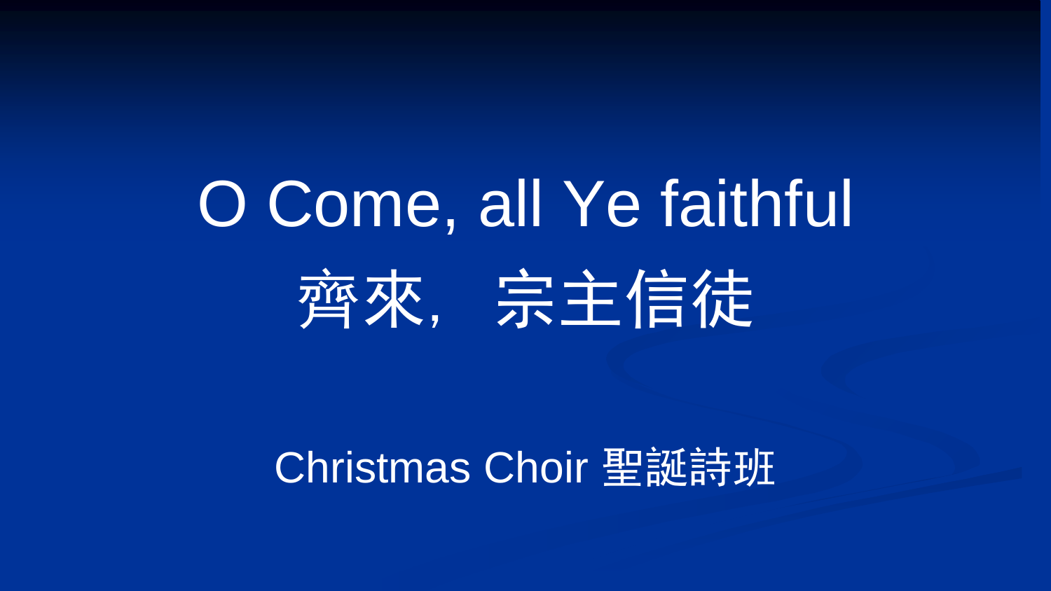# O Come, all Ye faithful

# 齊來，宗主信徒

Christmas Choir 聖誕詩班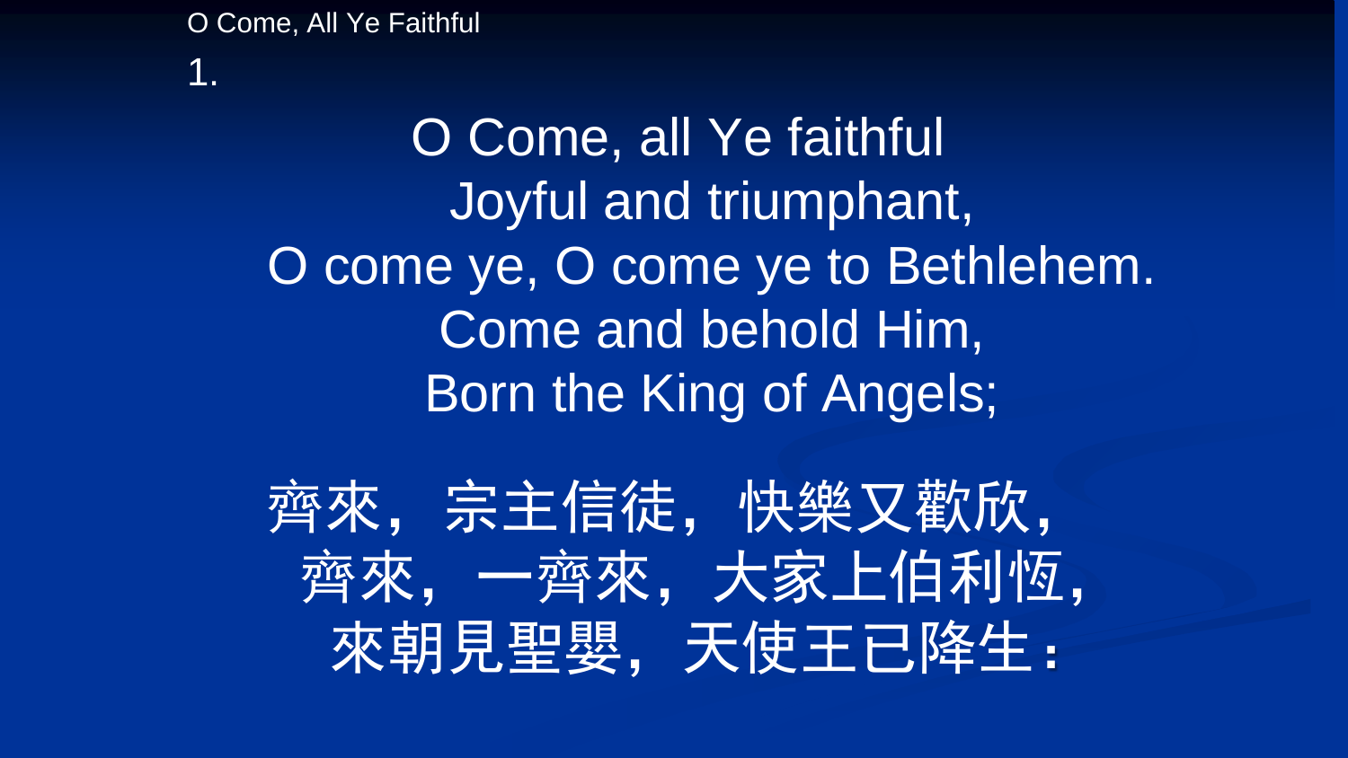O Come, All Ye Faithful

1.

O Come, all Ye faithful
Joyful and triumphant,
O come ye, O come ye to Bethlehem.
Come and behold Him,
Born the King of Angels;

齊來，宗主信徒，快樂又歡欣，
齊來，一齊來，大家上伯利恆，
來朝見聖嬰，天使王已降生：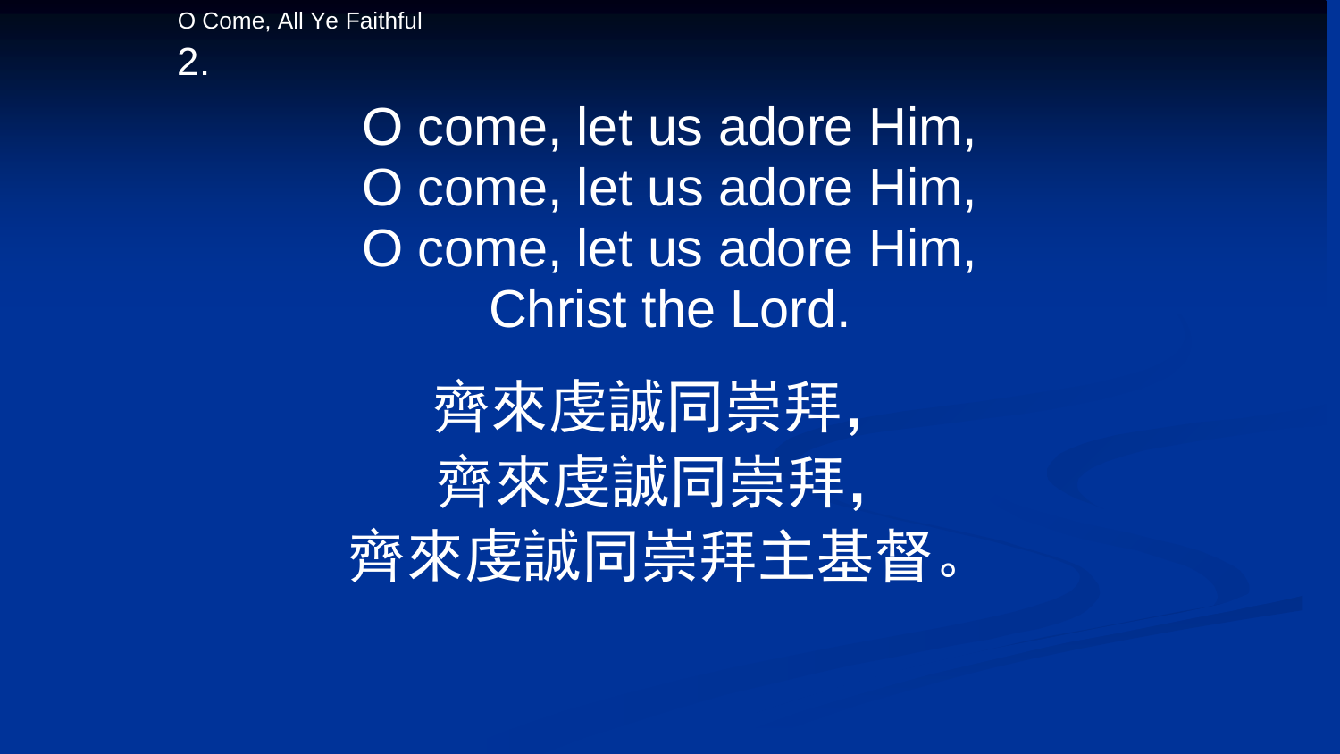O Come, All Ye Faithful

2.

O come, let us adore Him,
O come, let us adore Him,
O come, let us adore Him,
Christ the Lord.

齊來虔誠同崇拜,
齊來虔誠同崇拜,
齊來虔誠同崇拜主基督。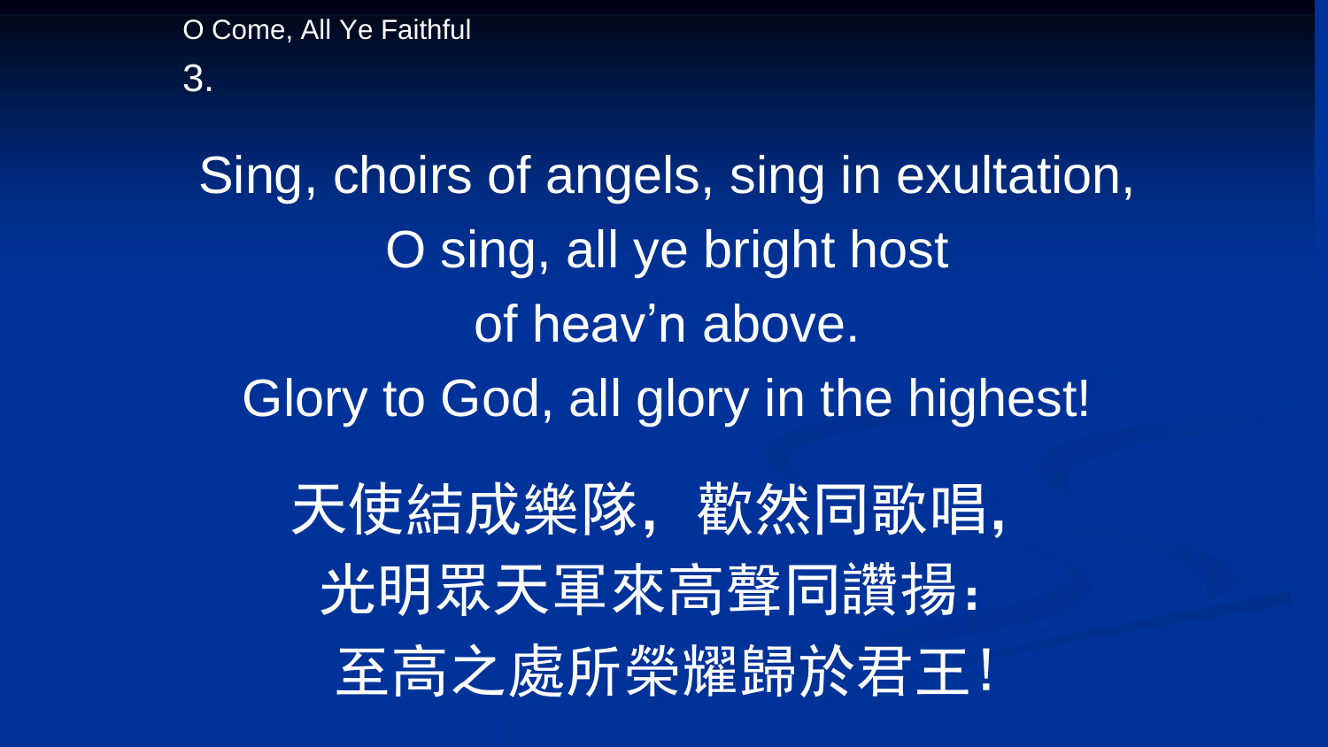O Come, All Ye Faithful

3.

Sing, choirs of angels, sing in exultation,
O sing, all ye bright host
of heav’n above.
Glory to God, all glory in the highest!

天使結成樂隊，歡然同歌唱，
光明眾天軍來高聲同讚揚：
至高之處所榮耀歸於君王！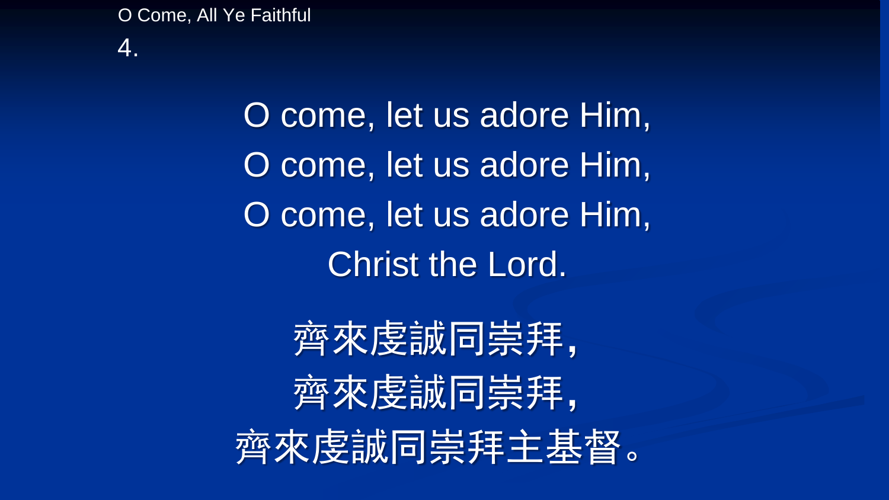O Come, All Ye Faithful

4.

O come, let us adore Him,
O come, let us adore Him,
O come, let us adore Him,
Christ the Lord.

齊來虔誠同崇拜,
齊來虔誠同崇拜,
齊來虔誠同崇拜主基督。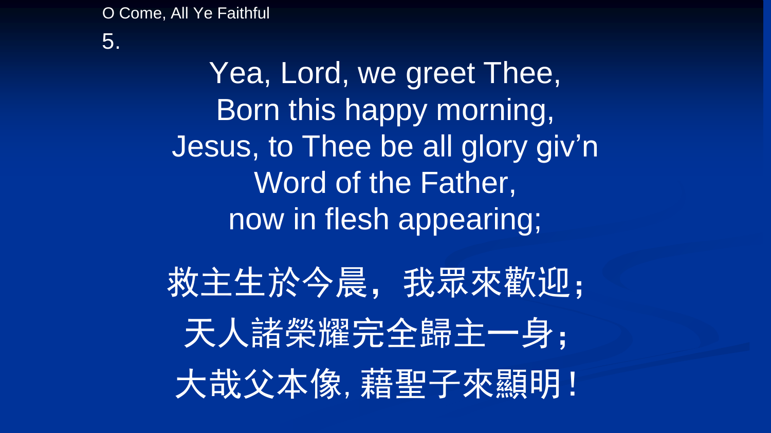O Come, All Ye Faithful

5.

Yea, Lord, we greet Thee,
Born this happy morning,
Jesus, to Thee be all glory giv'n
Word of the Father,
now in flesh appearing;

救主生於今晨，我眾來歡迎；
天人諸榮耀完全歸主一身；
大哉父本像，藉聖子來顯明！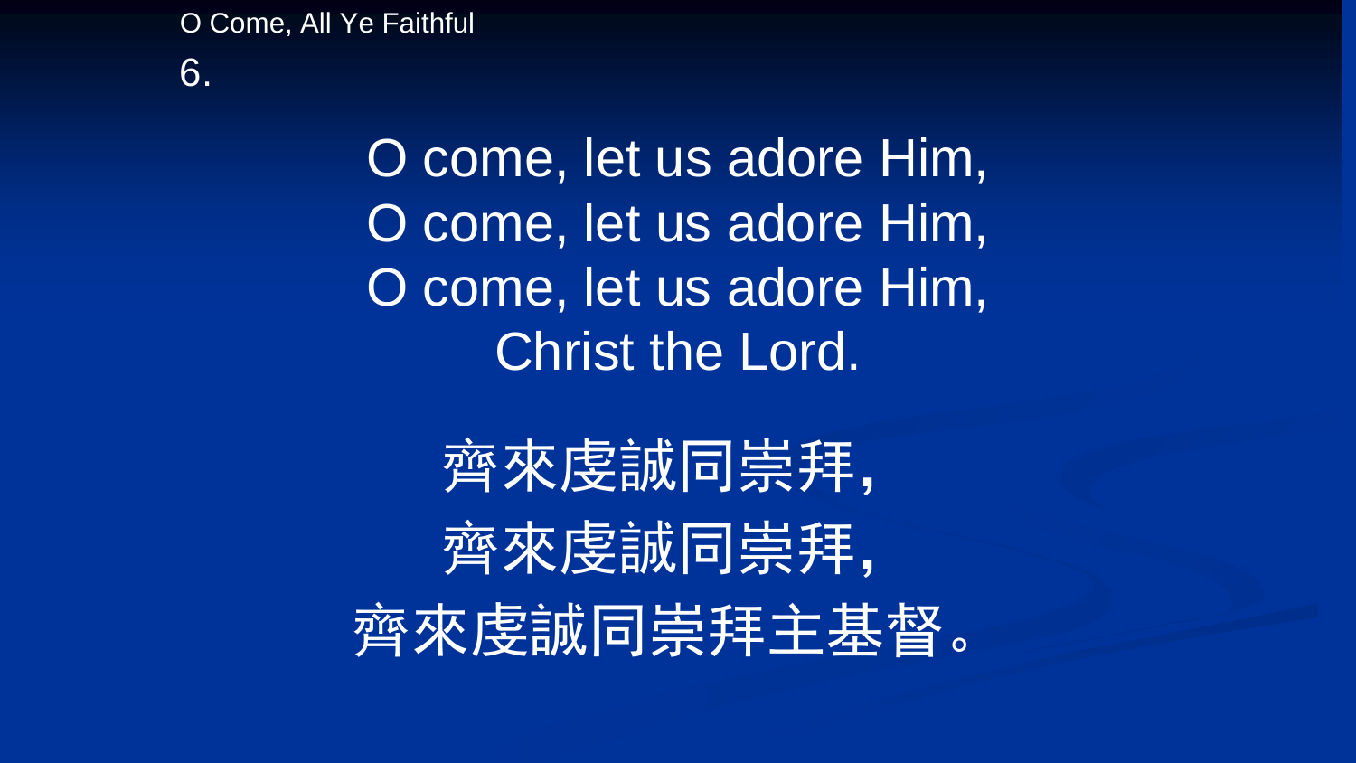O Come, All Ye Faithful

6.

O come, let us adore Him,
O come, let us adore Him,
O come, let us adore Him,
Christ the Lord.

齊來虔誠同崇拜,
齊來虔誠同崇拜,
齊來虔誠同崇拜主基督。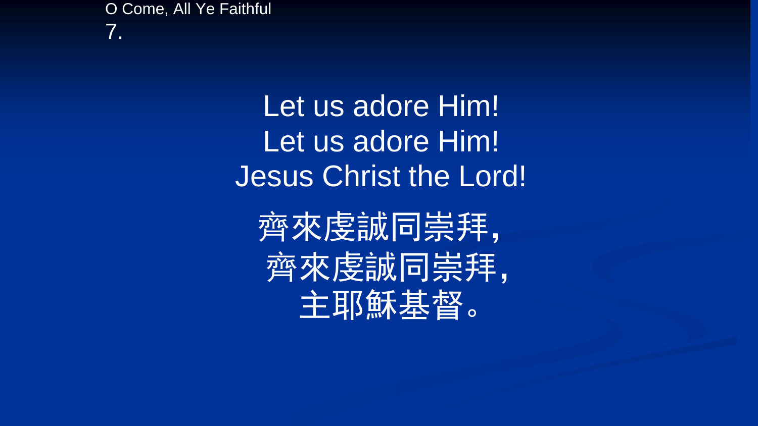O Come, All Ye Faithful
7.

Let us adore Him!
Let us adore Him!
Jesus Christ the Lord!

齊來虔誠同崇拜,
齊來虔誠同崇拜,
主耶穌基督。